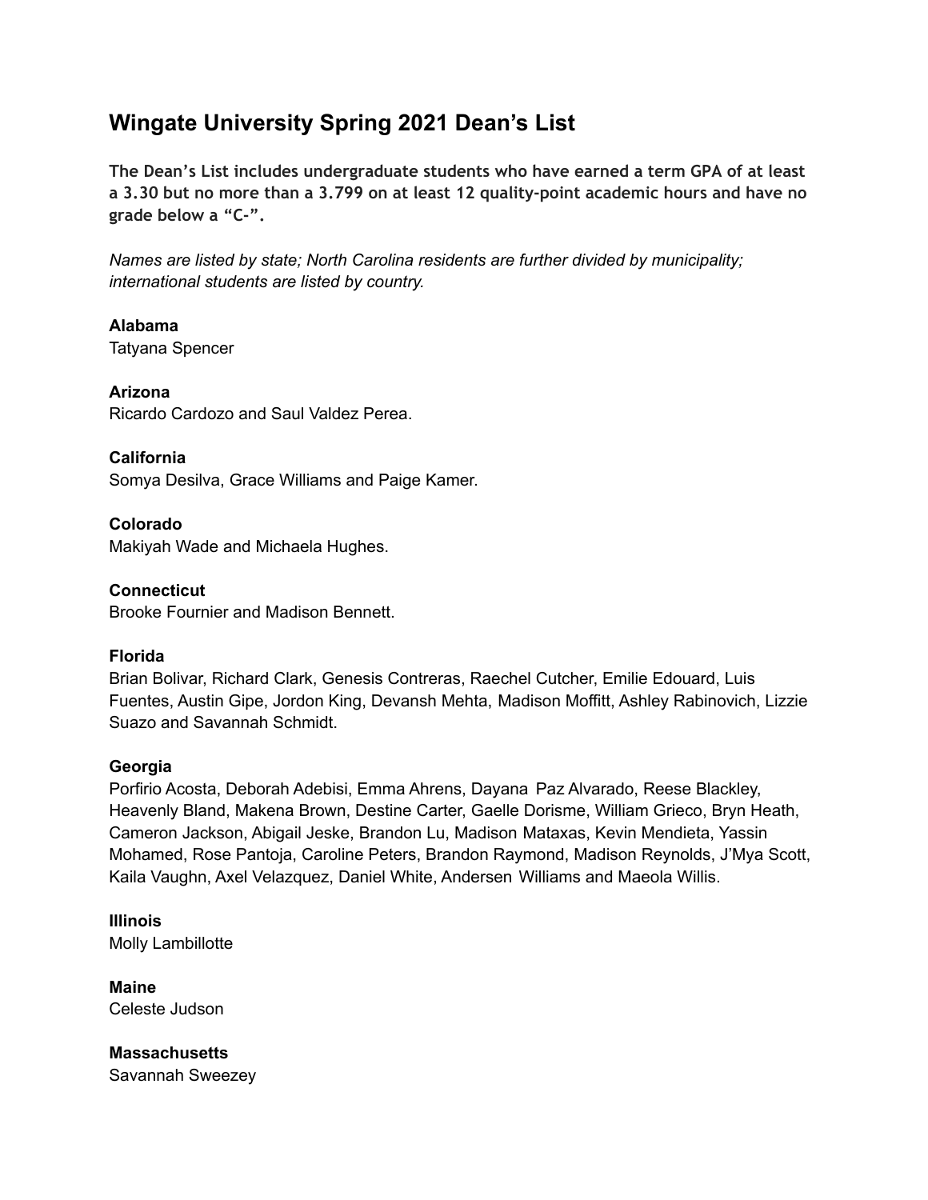# Wingate University Spring 2021 Dean's List

**The Dean's List includes undergraduate students who have earned a term GPA of at least a 3.30 but no more than a 3.799 on at least 12 quality-point academic hours and have no grade below a "C-".**

*Names are listed by state; North Carolina residents are further divided by municipality; international students are listed by country.*

**Alabama**
Tatyana Spencer

**Arizona**
Ricardo Cardozo and Saul Valdez Perea.

**California**
Somya Desilva, Grace Williams and Paige Kamer.

**Colorado**
Makiyah Wade and Michaela Hughes.

**Connecticut**
Brooke Fournier and Madison Bennett.

**Florida**
Brian Bolivar, Richard Clark, Genesis Contreras, Raechel Cutcher, Emilie Edouard, Luis Fuentes, Austin Gipe, Jordon King, Devansh Mehta, Madison Moffitt, Ashley Rabinovich, Lizzie Suazo and Savannah Schmidt.

**Georgia**
Porfirio Acosta, Deborah Adebisi, Emma Ahrens, Dayana Paz Alvarado, Reese Blackley, Heavenly Bland, Makena Brown, Destine Carter, Gaelle Dorisme, William Grieco, Bryn Heath, Cameron Jackson, Abigail Jeske, Brandon Lu, Madison Mataxas, Kevin Mendieta, Yassin Mohamed, Rose Pantoja, Caroline Peters, Brandon Raymond, Madison Reynolds, J'Mya Scott, Kaila Vaughn, Axel Velazquez, Daniel White, Andersen Williams and Maeola Willis.

**Illinois**
Molly Lambillotte

**Maine**
Celeste Judson

**Massachusetts**
Savannah Sweezey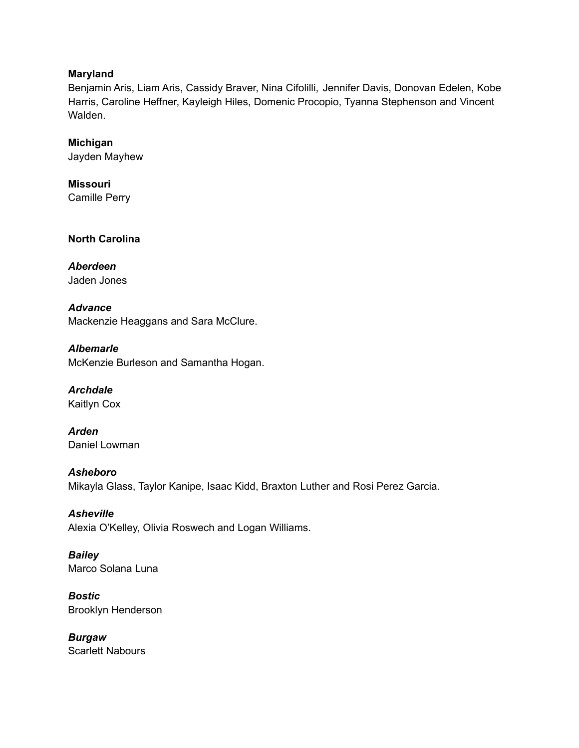**Maryland**
Benjamin Aris, Liam Aris, Cassidy Braver, Nina Cifolilli, Jennifer Davis, Donovan Edelen, Kobe Harris, Caroline Heffner, Kayleigh Hiles, Domenic Procopio, Tyanna Stephenson and Vincent Walden.

**Michigan**
Jayden Mayhew

**Missouri**
Camille Perry

**North Carolina**

***Aberdeen***
Jaden Jones

***Advance***
Mackenzie Heaggans and Sara McClure.

***Albemarle***
McKenzie Burleson and Samantha Hogan.

***Archdale***
Kaitlyn Cox

***Arden***
Daniel Lowman

***Asheboro***
Mikayla Glass, Taylor Kanipe, Isaac Kidd, Braxton Luther and Rosi Perez Garcia.

***Asheville***
Alexia O'Kelley, Olivia Roswech and Logan Williams.

***Bailey***
Marco Solana Luna

***Bostic***
Brooklyn Henderson

***Burgaw***
Scarlett Nabours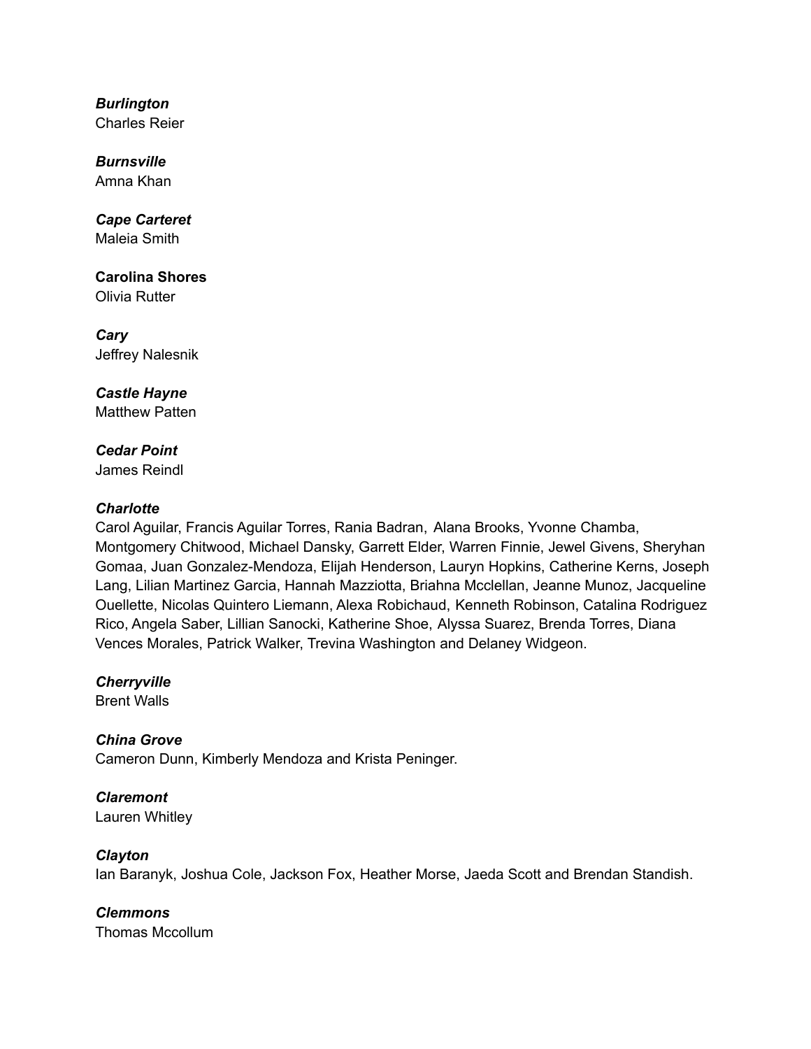***Burlington***
Charles Reier

***Burnsville***
Amna Khan

***Cape Carteret***
Maleia Smith

**Carolina Shores**
Olivia Rutter

***Cary***
Jeffrey Nalesnik

***Castle Hayne***
Matthew Patten

***Cedar Point***
James Reindl

***Charlotte***
Carol Aguilar, Francis Aguilar Torres, Rania Badran, Alana Brooks, Yvonne Chamba, Montgomery Chitwood, Michael Dansky, Garrett Elder, Warren Finnie, Jewel Givens, Sheryhan Gomaa, Juan Gonzalez-Mendoza, Elijah Henderson, Lauryn Hopkins, Catherine Kerns, Joseph Lang, Lilian Martinez Garcia, Hannah Mazziotta, Briahna Mcclellan, Jeanne Munoz, Jacqueline Ouellette, Nicolas Quintero Liemann, Alexa Robichaud, Kenneth Robinson, Catalina Rodriguez Rico, Angela Saber, Lillian Sanocki, Katherine Shoe, Alyssa Suarez, Brenda Torres, Diana Vences Morales, Patrick Walker, Trevina Washington and Delaney Widgeon.

***Cherryville***
Brent Walls

***China Grove***
Cameron Dunn, Kimberly Mendoza and Krista Peninger.

***Claremont***
Lauren Whitley

***Clayton***
Ian Baranyk, Joshua Cole, Jackson Fox, Heather Morse, Jaeda Scott and Brendan Standish.

***Clemmons***
Thomas Mccollum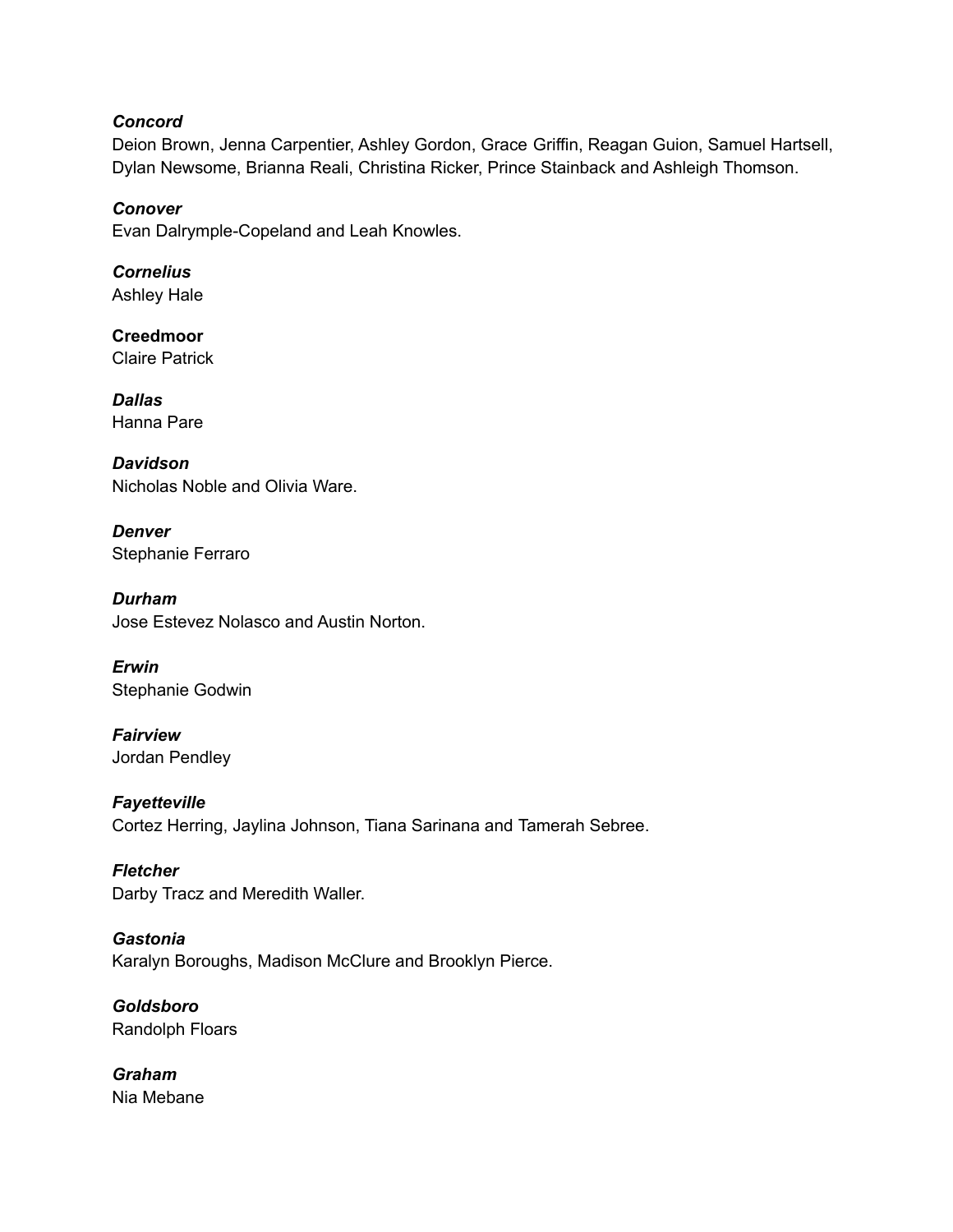***Concord***
Deion Brown, Jenna Carpentier, Ashley Gordon, Grace Griffin, Reagan Guion, Samuel Hartsell, Dylan Newsome, Brianna Reali, Christina Ricker, Prince Stainback and Ashleigh Thomson.

***Conover***
Evan Dalrymple-Copeland and Leah Knowles.

***Cornelius***
Ashley Hale

**Creedmoor**
Claire Patrick

***Dallas***
Hanna Pare

***Davidson***
Nicholas Noble and Olivia Ware.

***Denver***
Stephanie Ferraro

***Durham***
Jose Estevez Nolasco and Austin Norton.

***Erwin***
Stephanie Godwin

***Fairview***
Jordan Pendley

***Fayetteville***
Cortez Herring, Jaylina Johnson, Tiana Sarinana and Tamerah Sebree.

***Fletcher***
Darby Tracz and Meredith Waller.

***Gastonia***
Karalyn Boroughs, Madison McClure and Brooklyn Pierce.

***Goldsboro***
Randolph Floars

***Graham***
Nia Mebane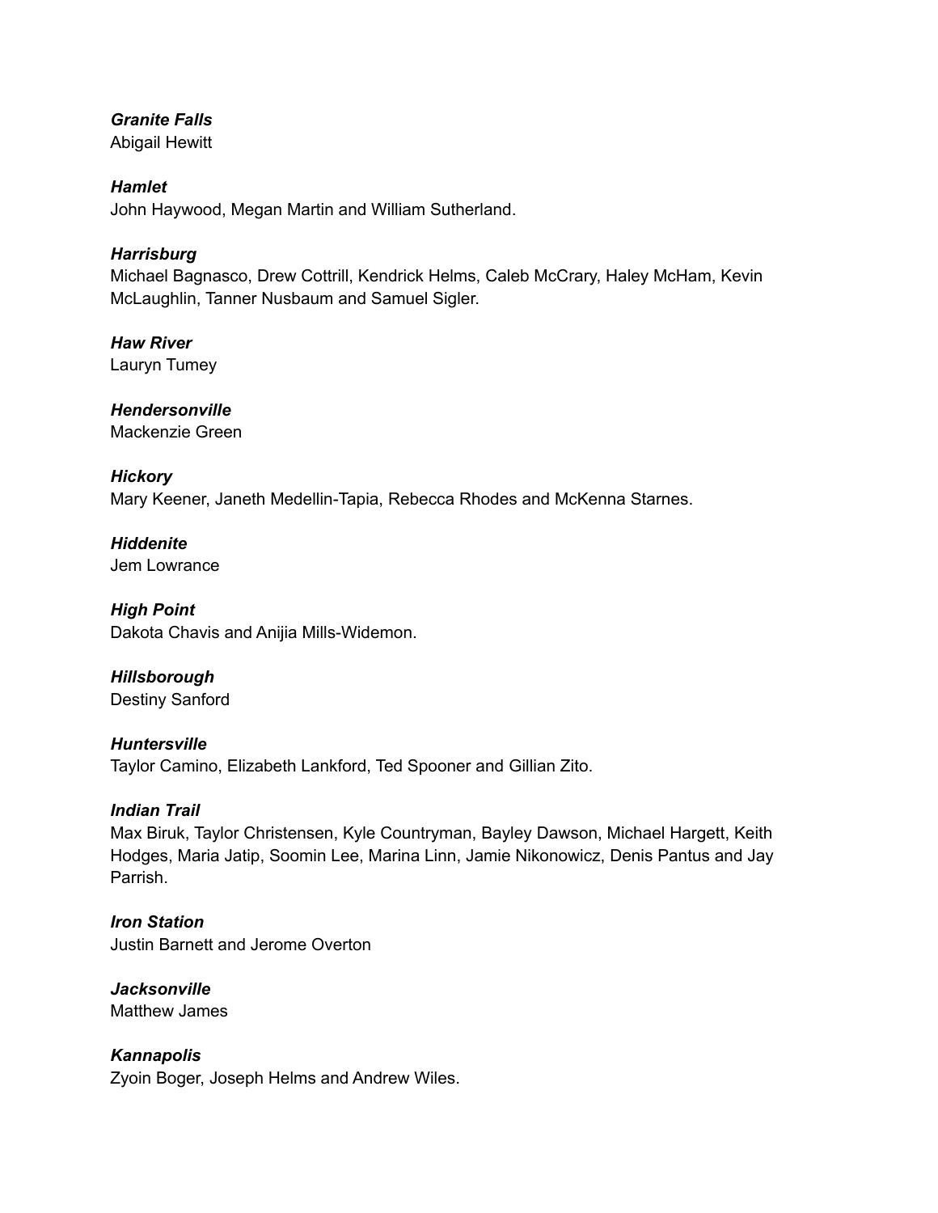***Granite Falls***
Abigail Hewitt

***Hamlet***
John Haywood, Megan Martin and William Sutherland.

***Harrisburg***
Michael Bagnasco, Drew Cottrill, Kendrick Helms, Caleb McCrary, Haley McHam, Kevin McLaughlin, Tanner Nusbaum and Samuel Sigler.

***Haw River***
Lauryn Tumey

***Hendersonville***
Mackenzie Green

***Hickory***
Mary Keener, Janeth Medellin-Tapia, Rebecca Rhodes and McKenna Starnes.

***Hiddenite***
Jem Lowrance

***High Point***
Dakota Chavis and Anijia Mills-Widemon.

***Hillsborough***
Destiny Sanford

***Huntersville***
Taylor Camino, Elizabeth Lankford, Ted Spooner and Gillian Zito.

***Indian Trail***
Max Biruk, Taylor Christensen, Kyle Countryman, Bayley Dawson, Michael Hargett, Keith Hodges, Maria Jatip, Soomin Lee, Marina Linn, Jamie Nikonowicz, Denis Pantus and Jay Parrish.

***Iron Station***
Justin Barnett and Jerome Overton

***Jacksonville***
Matthew James

***Kannapolis***
Zyoin Boger, Joseph Helms and Andrew Wiles.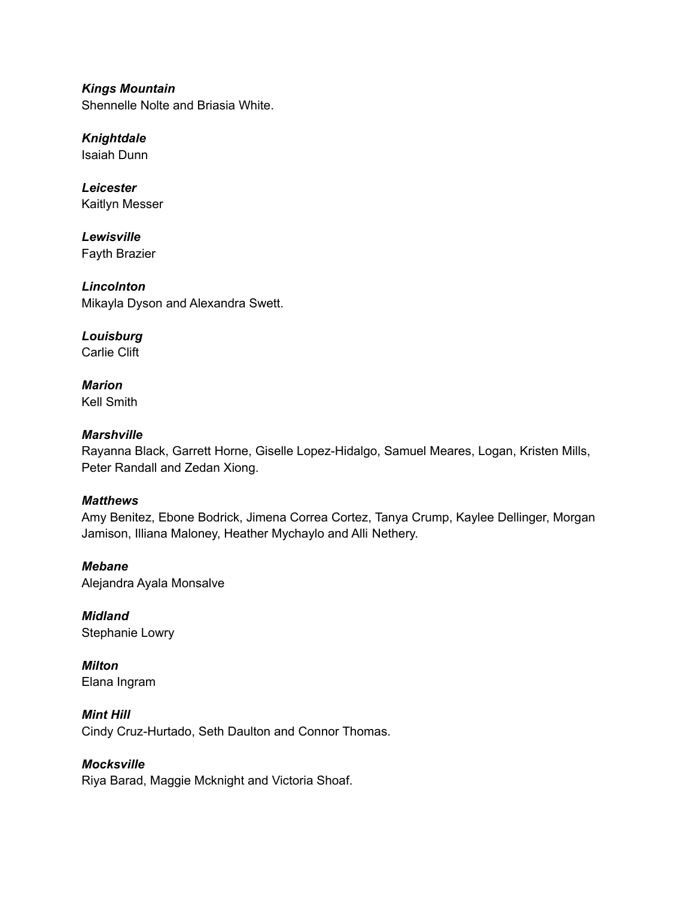***Kings Mountain***
Shennelle Nolte and Briasia White.

***Knightdale***
Isaiah Dunn

***Leicester***
Kaitlyn Messer

***Lewisville***
Fayth Brazier

***Lincolnton***
Mikayla Dyson and Alexandra Swett.

***Louisburg***
Carlie Clift

***Marion***
Kell Smith

***Marshville***
Rayanna Black, Garrett Horne, Giselle Lopez-Hidalgo, Samuel Meares, Logan, Kristen Mills, Peter Randall and Zedan Xiong.

***Matthews***
Amy Benitez, Ebone Bodrick, Jimena Correa Cortez, Tanya Crump, Kaylee Dellinger, Morgan Jamison, Illiana Maloney, Heather Mychaylo and Alli Nethery.

***Mebane***
Alejandra Ayala Monsalve

***Midland***
Stephanie Lowry

***Milton***
Elana Ingram

***Mint Hill***
Cindy Cruz-Hurtado, Seth Daulton and Connor Thomas.

***Mocksville***
Riya Barad, Maggie Mcknight and Victoria Shoaf.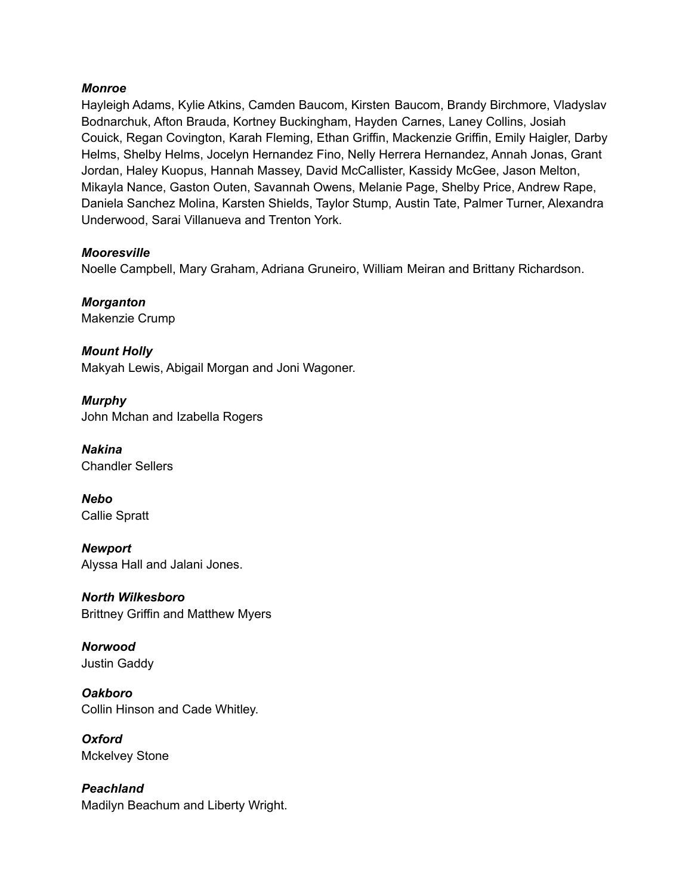***Monroe***
Hayleigh Adams, Kylie Atkins, Camden Baucom, Kirsten Baucom, Brandy Birchmore, Vladyslav Bodnarchuk, Afton Brauda, Kortney Buckingham, Hayden Carnes, Laney Collins, Josiah Couick, Regan Covington, Karah Fleming, Ethan Griffin, Mackenzie Griffin, Emily Haigler, Darby Helms, Shelby Helms, Jocelyn Hernandez Fino, Nelly Herrera Hernandez, Annah Jonas, Grant Jordan, Haley Kuopus, Hannah Massey, David McCallister, Kassidy McGee, Jason Melton, Mikayla Nance, Gaston Outen, Savannah Owens, Melanie Page, Shelby Price, Andrew Rape, Daniela Sanchez Molina, Karsten Shields, Taylor Stump, Austin Tate, Palmer Turner, Alexandra Underwood, Sarai Villanueva and Trenton York.

***Mooresville***
Noelle Campbell, Mary Graham, Adriana Gruneiro, William Meiran and Brittany Richardson.

***Morganton***
Makenzie Crump

***Mount Holly***
Makyah Lewis, Abigail Morgan and Joni Wagoner.

***Murphy***
John Mchan and Izabella Rogers

***Nakina***
Chandler Sellers

***Nebo***
Callie Spratt

***Newport***
Alyssa Hall and Jalani Jones.

***North Wilkesboro***
Brittney Griffin and Matthew Myers

***Norwood***
Justin Gaddy

***Oakboro***
Collin Hinson and Cade Whitley.

***Oxford***
Mckelvey Stone

***Peachland***
Madilyn Beachum and Liberty Wright.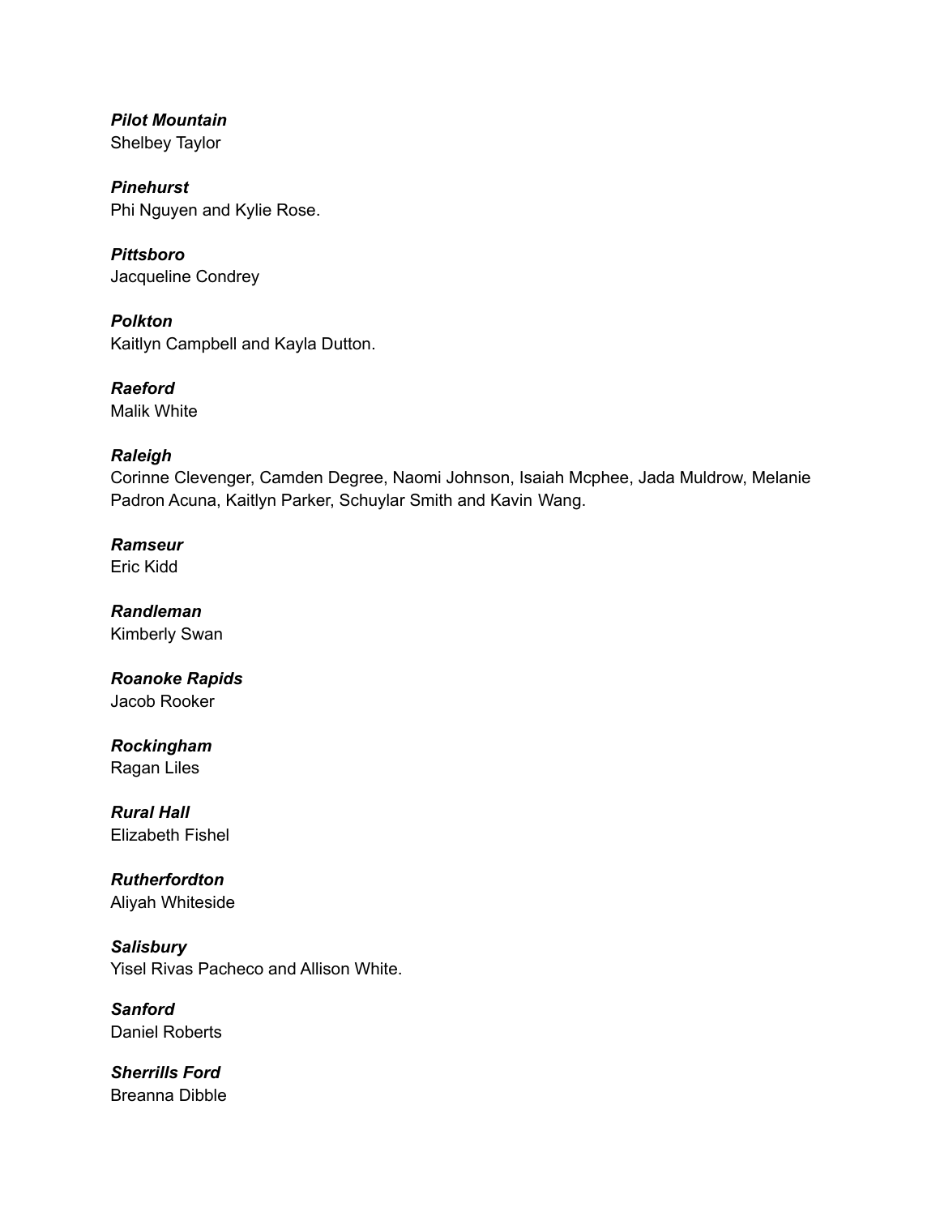***Pilot Mountain***
Shelbey Taylor

***Pinehurst***
Phi Nguyen and Kylie Rose.

***Pittsboro***
Jacqueline Condrey

***Polkton***
Kaitlyn Campbell and Kayla Dutton.

***Raeford***
Malik White

***Raleigh***
Corinne Clevenger, Camden Degree, Naomi Johnson, Isaiah Mcphee, Jada Muldrow, Melanie Padron Acuna, Kaitlyn Parker, Schuylar Smith and Kavin Wang.

***Ramseur***
Eric Kidd

***Randleman***
Kimberly Swan

***Roanoke Rapids***
Jacob Rooker

***Rockingham***
Ragan Liles

***Rural Hall***
Elizabeth Fishel

***Rutherfordton***
Aliyah Whiteside

***Salisbury***
Yisel Rivas Pacheco and Allison White.

***Sanford***
Daniel Roberts

***Sherrills Ford***
Breanna Dibble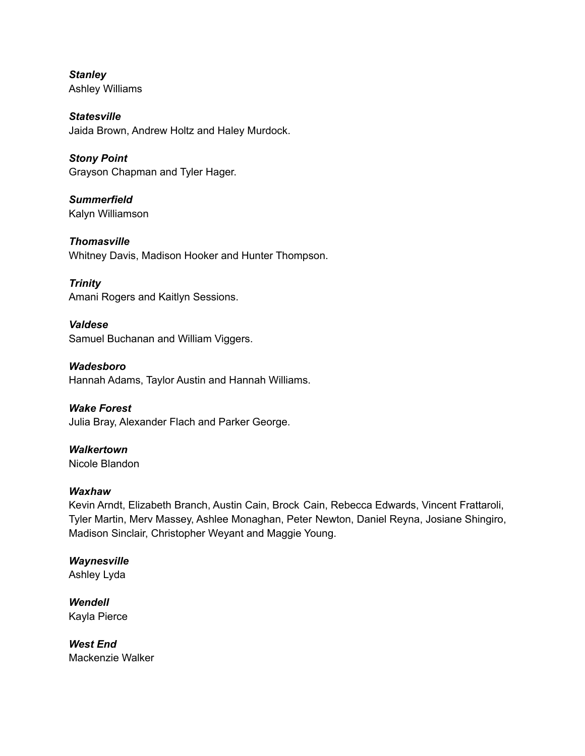***Stanley***
Ashley Williams

***Statesville***
Jaida Brown, Andrew Holtz and Haley Murdock.

***Stony Point***
Grayson Chapman and Tyler Hager.

***Summerfield***
Kalyn Williamson

***Thomasville***
Whitney Davis, Madison Hooker and Hunter Thompson.

***Trinity***
Amani Rogers and Kaitlyn Sessions.

***Valdese***
Samuel Buchanan and William Viggers.

***Wadesboro***
Hannah Adams, Taylor Austin and Hannah Williams.

***Wake Forest***
Julia Bray, Alexander Flach and Parker George.

***Walkertown***
Nicole Blandon

***Waxhaw***
Kevin Arndt, Elizabeth Branch, Austin Cain, Brock Cain, Rebecca Edwards, Vincent Frattaroli, Tyler Martin, Merv Massey, Ashlee Monaghan, Peter Newton, Daniel Reyna, Josiane Shingiro, Madison Sinclair, Christopher Weyant and Maggie Young.

***Waynesville***
Ashley Lyda

***Wendell***
Kayla Pierce

***West End***
Mackenzie Walker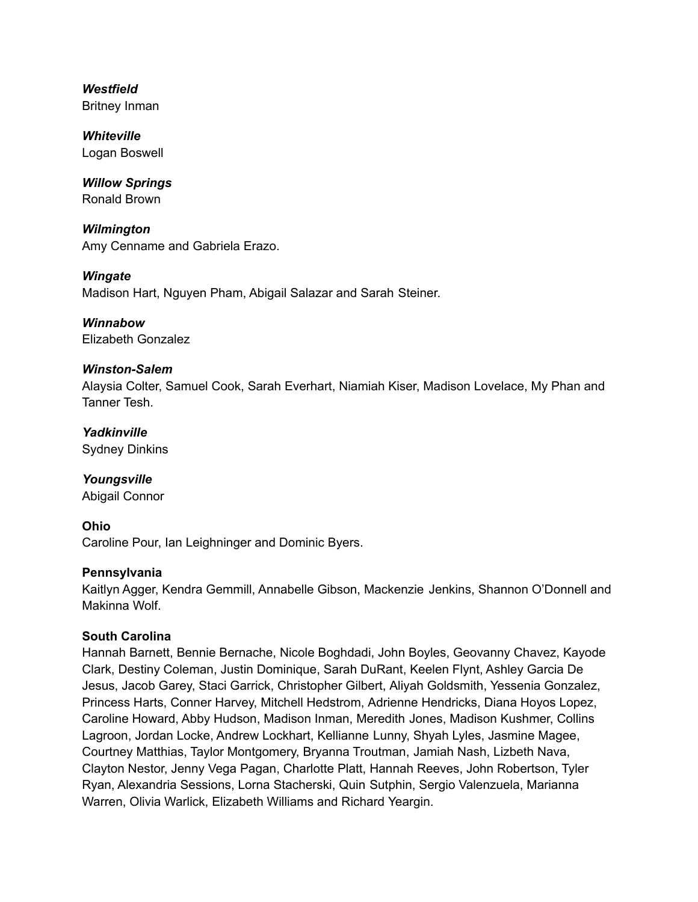***Westfield***
Britney Inman

***Whiteville***
Logan Boswell

***Willow Springs***
Ronald Brown

***Wilmington***
Amy Cenname and Gabriela Erazo.

***Wingate***
Madison Hart, Nguyen Pham, Abigail Salazar and Sarah Steiner.

***Winnabow***
Elizabeth Gonzalez

***Winston-Salem***
Alaysia Colter, Samuel Cook, Sarah Everhart, Niamiah Kiser, Madison Lovelace, My Phan and Tanner Tesh.

***Yadkinville***
Sydney Dinkins

***Youngsville***
Abigail Connor

**Ohio**
Caroline Pour, Ian Leighninger and Dominic Byers.

**Pennsylvania**
Kaitlyn Agger, Kendra Gemmill, Annabelle Gibson, Mackenzie Jenkins, Shannon O'Donnell and Makinna Wolf.

**South Carolina**
Hannah Barnett, Bennie Bernache, Nicole Boghdadi, John Boyles, Geovanny Chavez, Kayode Clark, Destiny Coleman, Justin Dominique, Sarah DuRant, Keelen Flynt, Ashley Garcia De Jesus, Jacob Garey, Staci Garrick, Christopher Gilbert, Aliyah Goldsmith, Yessenia Gonzalez, Princess Harts, Conner Harvey, Mitchell Hedstrom, Adrienne Hendricks, Diana Hoyos Lopez, Caroline Howard, Abby Hudson, Madison Inman, Meredith Jones, Madison Kushmer, Collins Lagroon, Jordan Locke, Andrew Lockhart, Kellianne Lunny, Shyah Lyles, Jasmine Magee, Courtney Matthias, Taylor Montgomery, Bryanna Troutman, Jamiah Nash, Lizbeth Nava, Clayton Nestor, Jenny Vega Pagan, Charlotte Platt, Hannah Reeves, John Robertson, Tyler Ryan, Alexandria Sessions, Lorna Stacherski, Quin Sutphin, Sergio Valenzuela, Marianna Warren, Olivia Warlick, Elizabeth Williams and Richard Yeargin.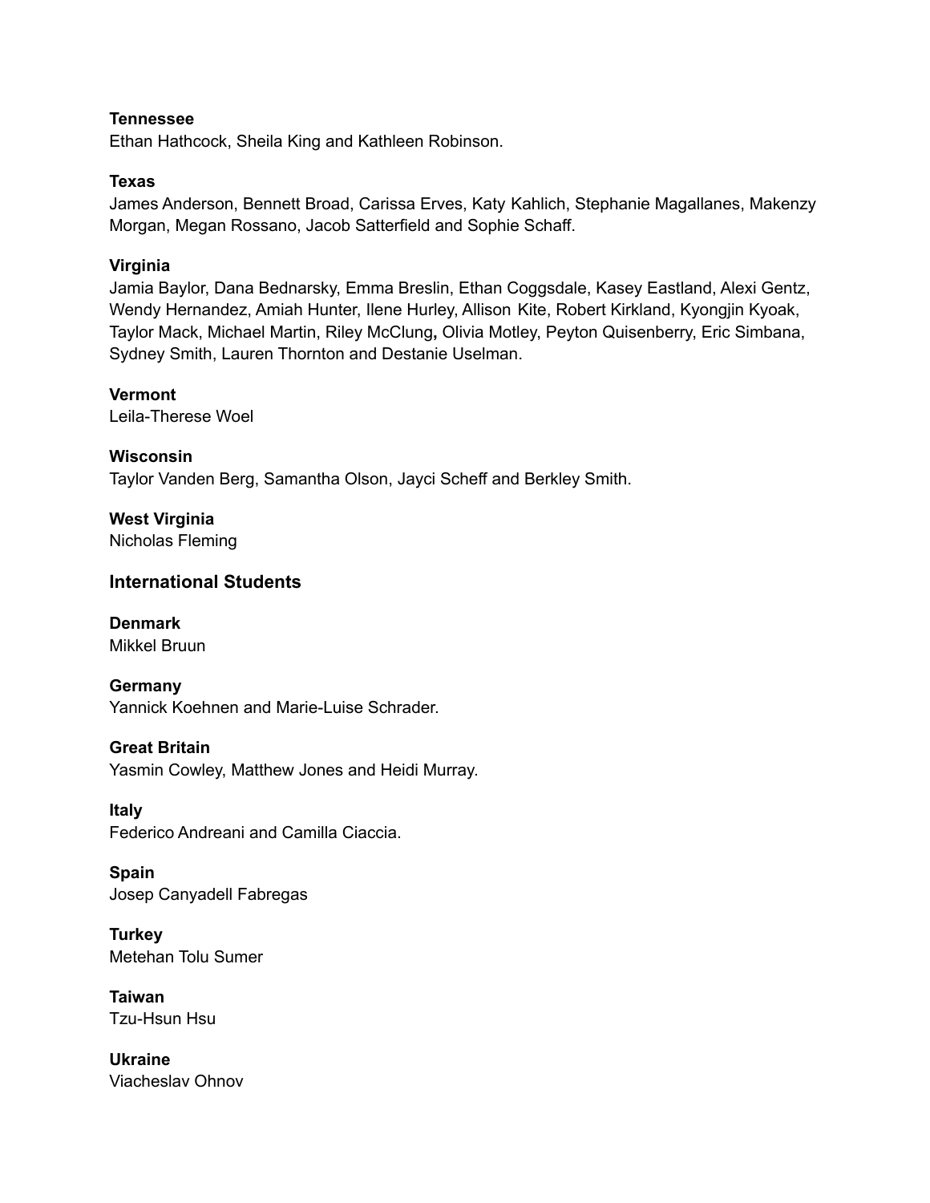**Tennessee**
Ethan Hathcock, Sheila King and Kathleen Robinson.

**Texas**
James Anderson, Bennett Broad, Carissa Erves, Katy Kahlich, Stephanie Magallanes, Makenzy Morgan, Megan Rossano, Jacob Satterfield and Sophie Schaff.

**Virginia**
Jamia Baylor, Dana Bednarsky, Emma Breslin, Ethan Coggsdale, Kasey Eastland, Alexi Gentz, Wendy Hernandez, Amiah Hunter, Ilene Hurley, Allison Kite, Robert Kirkland, Kyongjin Kyoak, Taylor Mack, Michael Martin, Riley McClung, Olivia Motley, Peyton Quisenberry, Eric Simbana, Sydney Smith, Lauren Thornton and Destanie Uselman.

**Vermont**
Leila-Therese Woel

**Wisconsin**
Taylor Vanden Berg, Samantha Olson, Jayci Scheff and Berkley Smith.

**West Virginia**
Nicholas Fleming

### International Students

**Denmark**
Mikkel Bruun

**Germany**
Yannick Koehnen and Marie-Luise Schrader.

**Great Britain**
Yasmin Cowley, Matthew Jones and Heidi Murray.

**Italy**
Federico Andreani and Camilla Ciaccia.

**Spain**
Josep Canyadell Fabregas

**Turkey**
Metehan Tolu Sumer

**Taiwan**
Tzu-Hsun Hsu

**Ukraine**
Viacheslav Ohnov